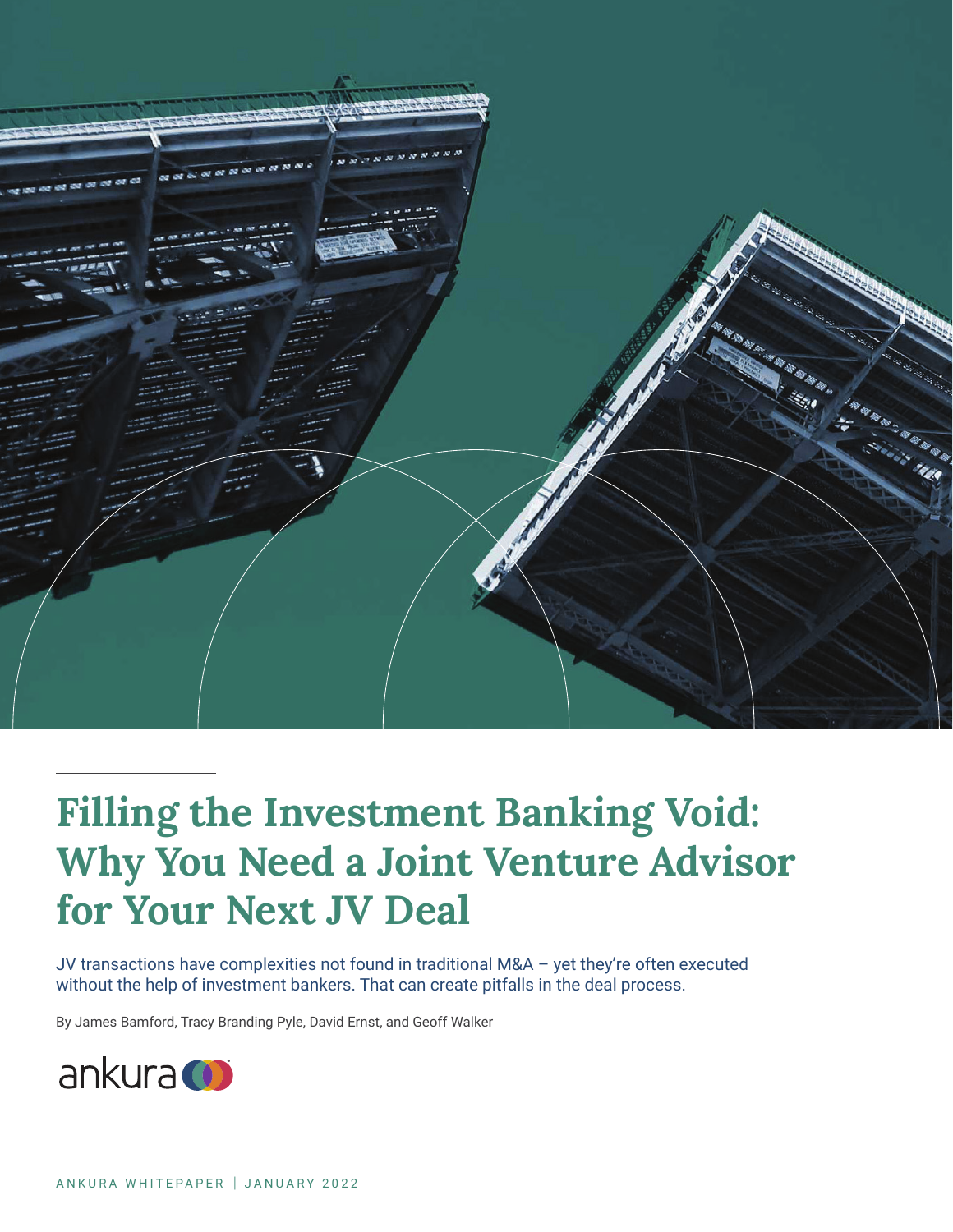# Filling the Investment Banking Void: Why You Need a Joint Venture Advisor for Your Next JV Deal

JV transactions have complexities not found in traditional M&A – yet they're often executed without the help of investment bankers. That can create pitfalls in the deal process.

By James Bamford, Tracy Branding Pyle, David Ernst, and Geoff Walker

ankura

ANKURA WHITEPAPER | JANUARY 2022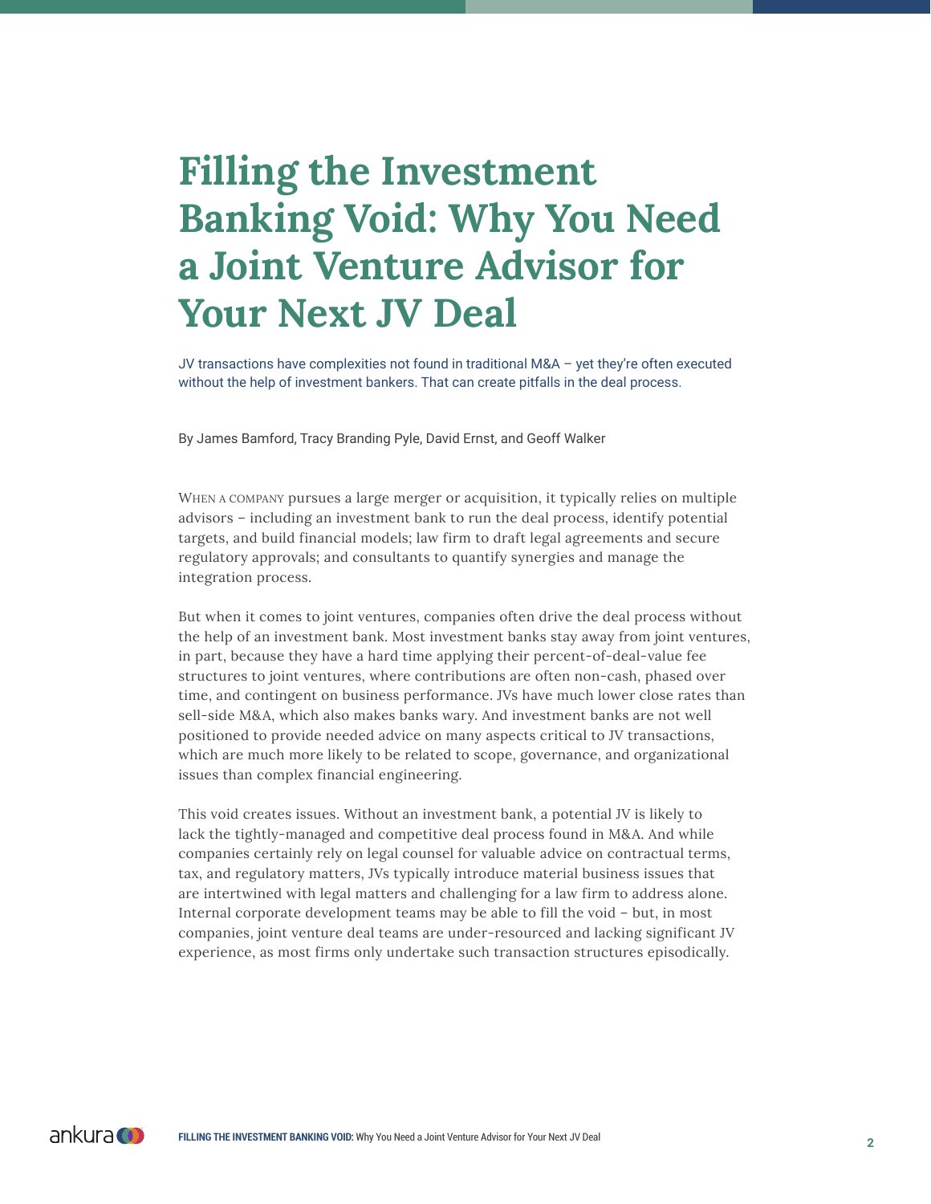# Filling the Investment Banking Void: Why You Need a Joint Venture Advisor for Your Next JV Deal

JV transactions have complexities not found in traditional M&A – yet they're often executed without the help of investment bankers. That can create pitfalls in the deal process.

By James Bamford, Tracy Branding Pyle, David Ernst, and Geoff Walker

When a company pursues a large merger or acquisition, it typically relies on multiple advisors – including an investment bank to run the deal process, identify potential targets, and build financial models; law firm to draft legal agreements and secure regulatory approvals; and consultants to quantify synergies and manage the integration process.

But when it comes to joint ventures, companies often drive the deal process without the help of an investment bank. Most investment banks stay away from joint ventures, in part, because they have a hard time applying their percent-of-deal-value fee structures to joint ventures, where contributions are often non-cash, phased over time, and contingent on business performance. JVs have much lower close rates than sell-side M&A, which also makes banks wary. And investment banks are not well positioned to provide needed advice on many aspects critical to JV transactions, which are much more likely to be related to scope, governance, and organizational issues than complex financial engineering.

This void creates issues. Without an investment bank, a potential JV is likely to lack the tightly-managed and competitive deal process found in M&A. And while companies certainly rely on legal counsel for valuable advice on contractual terms, tax, and regulatory matters, JVs typically introduce material business issues that are intertwined with legal matters and challenging for a law firm to address alone. Internal corporate development teams may be able to fill the void – but, in most companies, joint venture deal teams are under-resourced and lacking significant JV experience, as most firms only undertake such transaction structures episodically.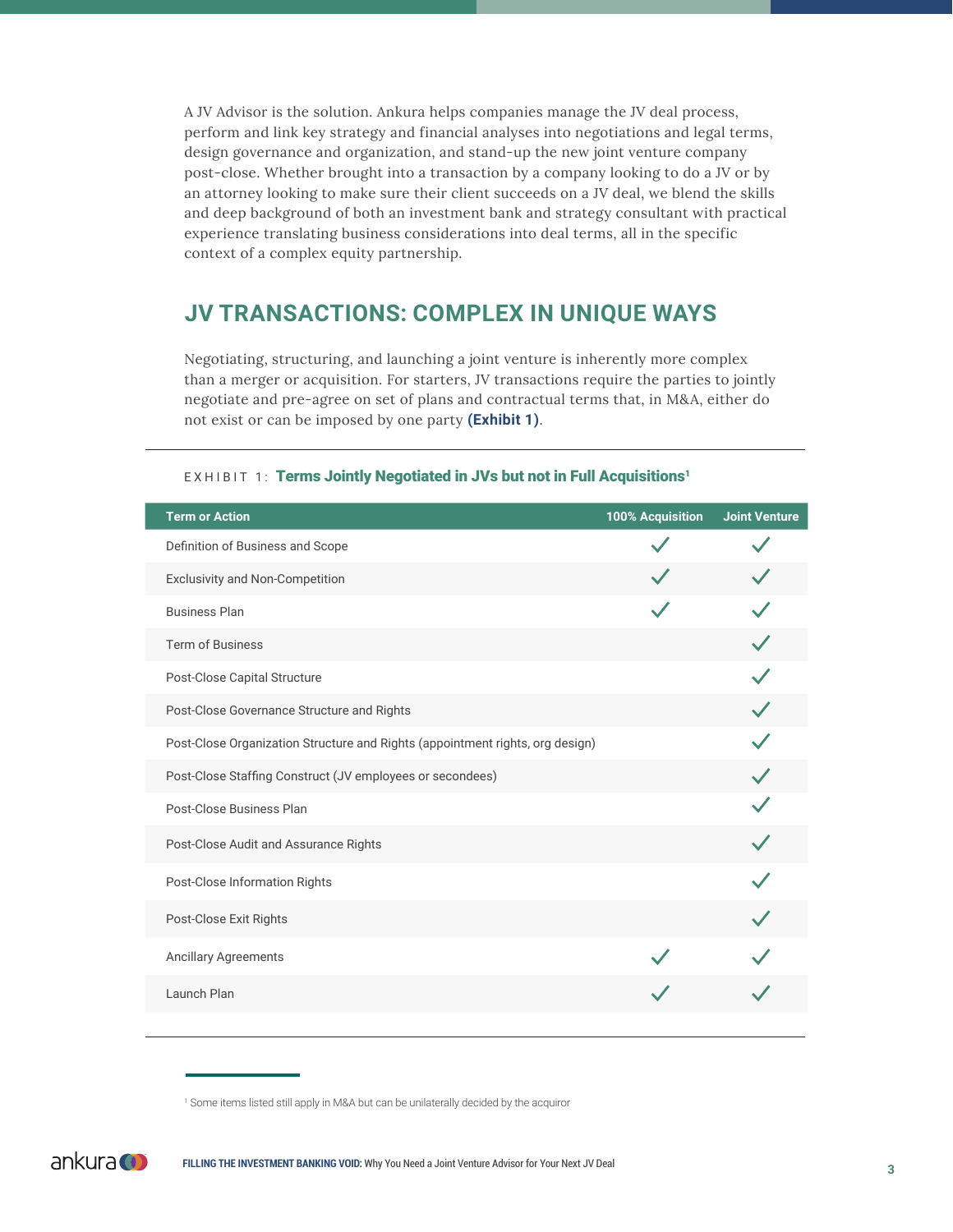A JV Advisor is the solution. Ankura helps companies manage the JV deal process, perform and link key strategy and financial analyses into negotiations and legal terms, design governance and organization, and stand-up the new joint venture company post-close. Whether brought into a transaction by a company looking to do a JV or by an attorney looking to make sure their client succeeds on a JV deal, we blend the skills and deep background of both an investment bank and strategy consultant with practical experience translating business considerations into deal terms, all in the specific context of a complex equity partnership.

## JV TRANSACTIONS: COMPLEX IN UNIQUE WAYS

Negotiating, structuring, and launching a joint venture is inherently more complex than a merger or acquisition. For starters, JV transactions require the parties to jointly negotiate and pre-agree on set of plans and contractual terms that, in M&A, either do not exist or can be imposed by one party **(Exhibit 1)**.

EXHIBIT 1: **Terms Jointly Negotiated in JVs but not in Full Acquisitions**[1]

| Term or Action | 100% Acquisition | Joint Venture |
| --- | --- | --- |
| Definition of Business and Scope | ✓ | ✓ |
| Exclusivity and Non-Competition | ✓ | ✓ |
| Business Plan | ✓ | ✓ |
| Term of Business | | ✓ |
| Post-Close Capital Structure | | ✓ |
| Post-Close Governance Structure and Rights | | ✓ |
| Post-Close Organization Structure and Rights (appointment rights, org design) | | ✓ |
| Post-Close Staffing Construct (JV employees or secondees) | | ✓ |
| Post-Close Business Plan | | ✓ |
| Post-Close Audit and Assurance Rights | | ✓ |
| Post-Close Information Rights | | ✓ |
| Post-Close Exit Rights | | ✓ |
| Ancillary Agreements | ✓ | ✓ |
| Launch Plan | ✓ | ✓ |

[1] Some items listed still apply in M&A but can be unilaterally decided by the acquiror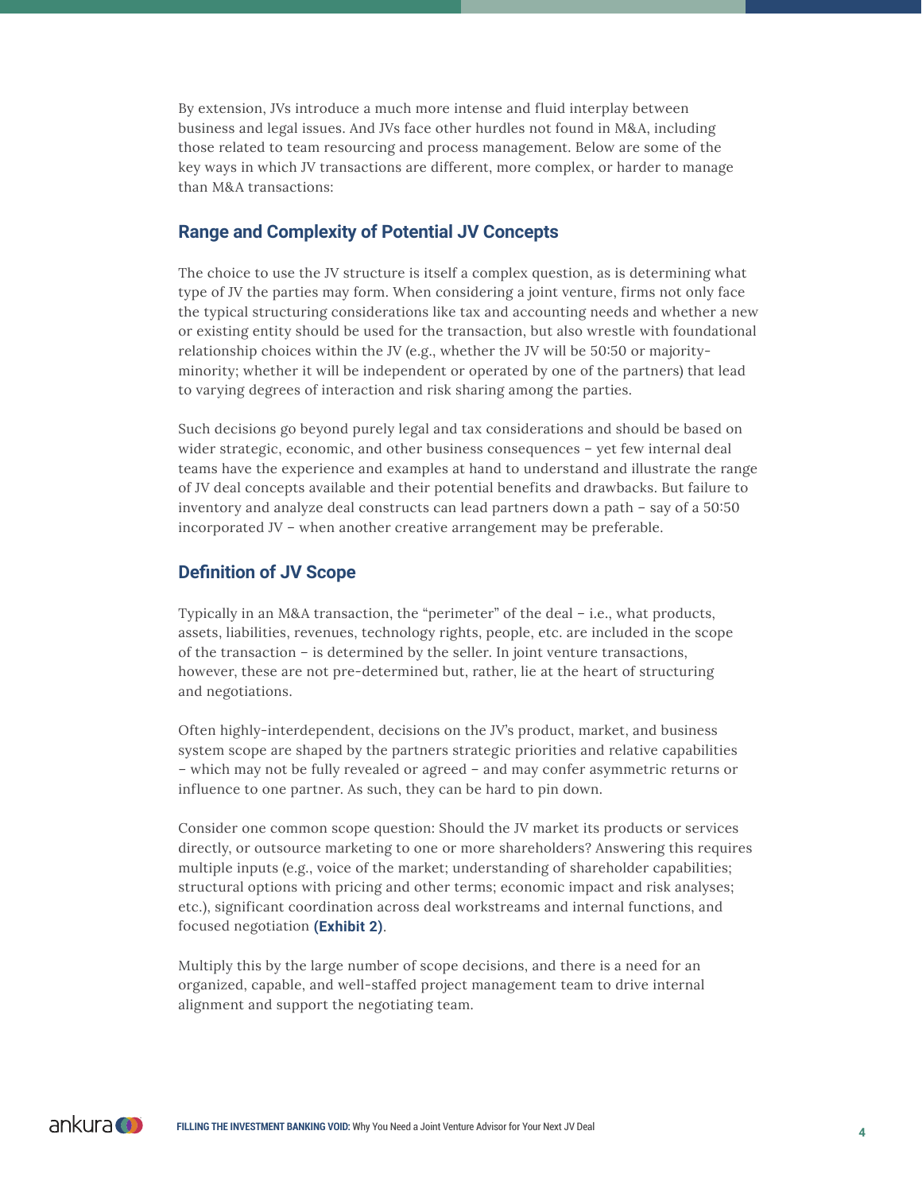By extension, JVs introduce a much more intense and fluid interplay between business and legal issues. And JVs face other hurdles not found in M&A, including those related to team resourcing and process management. Below are some of the key ways in which JV transactions are different, more complex, or harder to manage than M&A transactions:

## Range and Complexity of Potential JV Concepts

The choice to use the JV structure is itself a complex question, as is determining what type of JV the parties may form. When considering a joint venture, firms not only face the typical structuring considerations like tax and accounting needs and whether a new or existing entity should be used for the transaction, but also wrestle with foundational relationship choices within the JV (e.g., whether the JV will be 50:50 or majority-minority; whether it will be independent or operated by one of the partners) that lead to varying degrees of interaction and risk sharing among the parties.

Such decisions go beyond purely legal and tax considerations and should be based on wider strategic, economic, and other business consequences – yet few internal deal teams have the experience and examples at hand to understand and illustrate the range of JV deal concepts available and their potential benefits and drawbacks. But failure to inventory and analyze deal constructs can lead partners down a path – say of a 50:50 incorporated JV – when another creative arrangement may be preferable.

## Definition of JV Scope

Typically in an M&A transaction, the "perimeter" of the deal – i.e., what products, assets, liabilities, revenues, technology rights, people, etc. are included in the scope of the transaction – is determined by the seller. In joint venture transactions, however, these are not pre-determined but, rather, lie at the heart of structuring and negotiations.

Often highly-interdependent, decisions on the JV's product, market, and business system scope are shaped by the partners strategic priorities and relative capabilities – which may not be fully revealed or agreed – and may confer asymmetric returns or influence to one partner. As such, they can be hard to pin down.

Consider one common scope question: Should the JV market its products or services directly, or outsource marketing to one or more shareholders? Answering this requires multiple inputs (e.g., voice of the market; understanding of shareholder capabilities; structural options with pricing and other terms; economic impact and risk analyses; etc.), significant coordination across deal workstreams and internal functions, and focused negotiation **(Exhibit 2)**.

Multiply this by the large number of scope decisions, and there is a need for an organized, capable, and well-staffed project management team to drive internal alignment and support the negotiating team.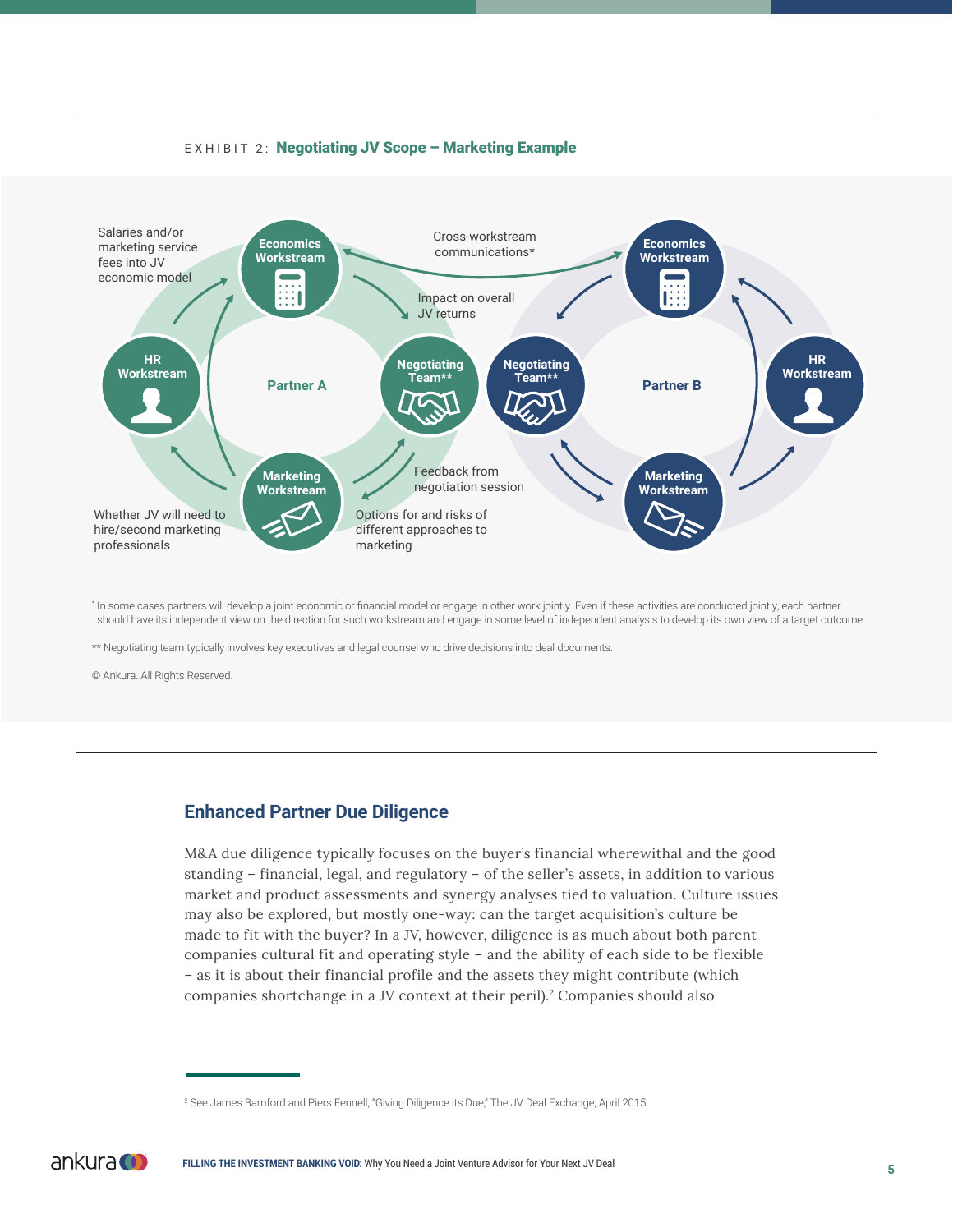EXHIBIT 2: **Negotiating JV Scope – Marketing Example**

Salaries and/or marketing service fees into JV economic model

Cross-workstream communications*

Impact on overall JV returns

Feedback from negotiation session

Whether JV will need to hire/second marketing professionals

Options for and risks of different approaches to marketing

**Partner A**: Economics Workstream, HR Workstream, Marketing Workstream, Negotiating Team**

**Partner B**: Economics Workstream, HR Workstream, Marketing Workstream, Negotiating Team**

* In some cases partners will develop a joint economic or financial model or engage in other work jointly. Even if these activities are conducted jointly, each partner should have its independent view on the direction for such workstream and engage in some level of independent analysis to develop its own view of a target outcome.

** Negotiating team typically involves key executives and legal counsel who drive decisions into deal documents.

© Ankura. All Rights Reserved.

## Enhanced Partner Due Diligence

M&A due diligence typically focuses on the buyer's financial wherewithal and the good standing – financial, legal, and regulatory – of the seller's assets, in addition to various market and product assessments and synergy analyses tied to valuation. Culture issues may also be explored, but mostly one-way: can the target acquisition's culture be made to fit with the buyer? In a JV, however, diligence is as much about both parent companies cultural fit and operating style – and the ability of each side to be flexible – as it is about their financial profile and the assets they might contribute (which companies shortchange in a JV context at their peril).[2] Companies should also

[2] See James Bamford and Piers Fennell, "Giving Diligence its Due," The JV Deal Exchange, April 2015.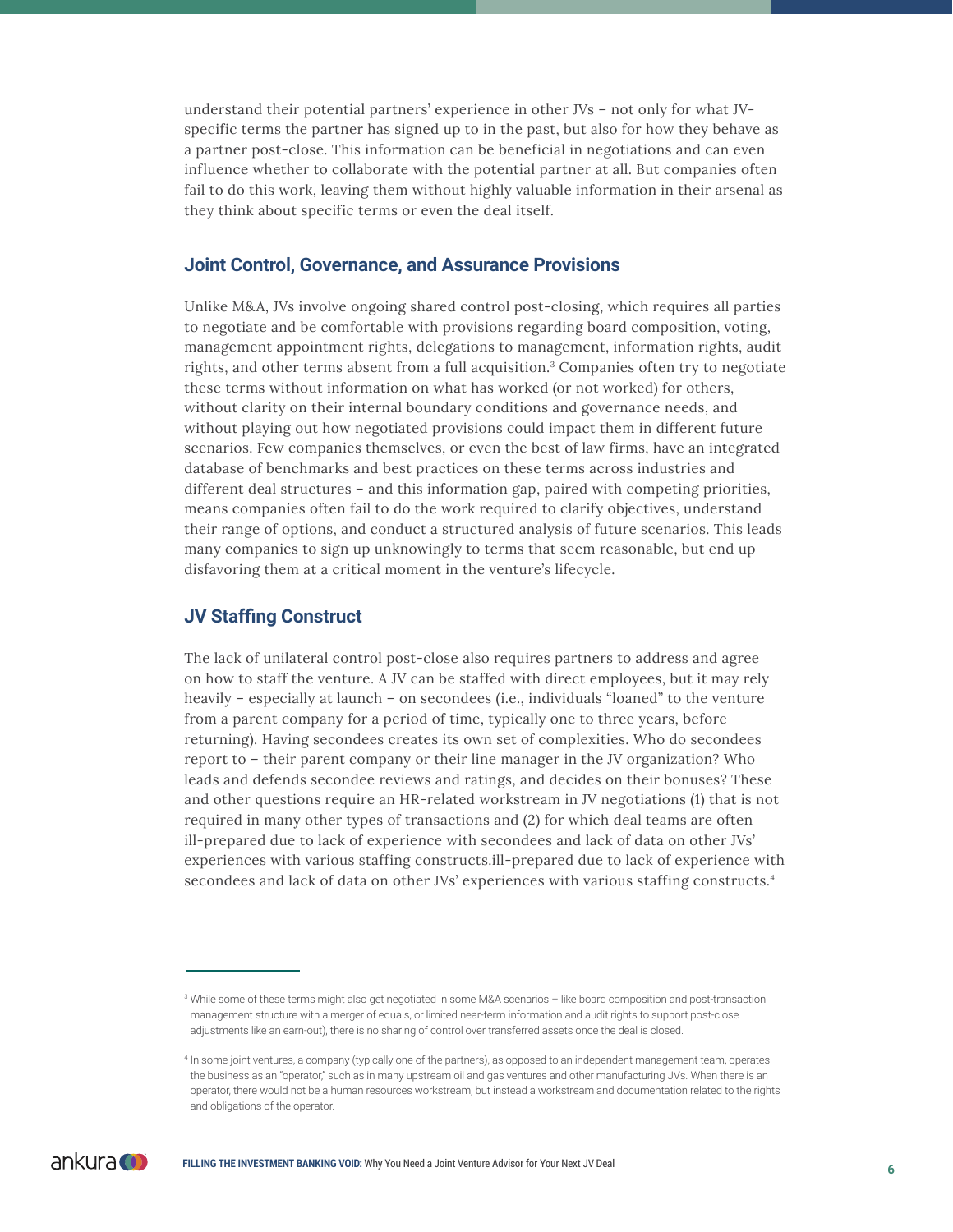understand their potential partners' experience in other JVs – not only for what JV-specific terms the partner has signed up to in the past, but also for how they behave as a partner post-close. This information can be beneficial in negotiations and can even influence whether to collaborate with the potential partner at all. But companies often fail to do this work, leaving them without highly valuable information in their arsenal as they think about specific terms or even the deal itself.

### Joint Control, Governance, and Assurance Provisions

Unlike M&A, JVs involve ongoing shared control post-closing, which requires all parties to negotiate and be comfortable with provisions regarding board composition, voting, management appointment rights, delegations to management, information rights, audit rights, and other terms absent from a full acquisition.[3] Companies often try to negotiate these terms without information on what has worked (or not worked) for others, without clarity on their internal boundary conditions and governance needs, and without playing out how negotiated provisions could impact them in different future scenarios. Few companies themselves, or even the best of law firms, have an integrated database of benchmarks and best practices on these terms across industries and different deal structures – and this information gap, paired with competing priorities, means companies often fail to do the work required to clarify objectives, understand their range of options, and conduct a structured analysis of future scenarios. This leads many companies to sign up unknowingly to terms that seem reasonable, but end up disfavoring them at a critical moment in the venture's lifecycle.

### JV Staffing Construct

The lack of unilateral control post-close also requires partners to address and agree on how to staff the venture. A JV can be staffed with direct employees, but it may rely heavily – especially at launch – on secondees (i.e., individuals "loaned" to the venture from a parent company for a period of time, typically one to three years, before returning). Having secondees creates its own set of complexities. Who do secondees report to – their parent company or their line manager in the JV organization? Who leads and defends secondee reviews and ratings, and decides on their bonuses? These and other questions require an HR-related workstream in JV negotiations (1) that is not required in many other types of transactions and (2) for which deal teams are often ill-prepared due to lack of experience with secondees and lack of data on other JVs' experiences with various staffing constructs.ill-prepared due to lack of experience with secondees and lack of data on other JVs' experiences with various staffing constructs.[4]

---

[3] While some of these terms might also get negotiated in some M&A scenarios – like board composition and post-transaction management structure with a merger of equals, or limited near-term information and audit rights to support post-close adjustments like an earn-out), there is no sharing of control over transferred assets once the deal is closed.

[4] In some joint ventures, a company (typically one of the partners), as opposed to an independent management team, operates the business as an "operator," such as in many upstream oil and gas ventures and other manufacturing JVs. When there is an operator, there would not be a human resources workstream, but instead a workstream and documentation related to the rights and obligations of the operator.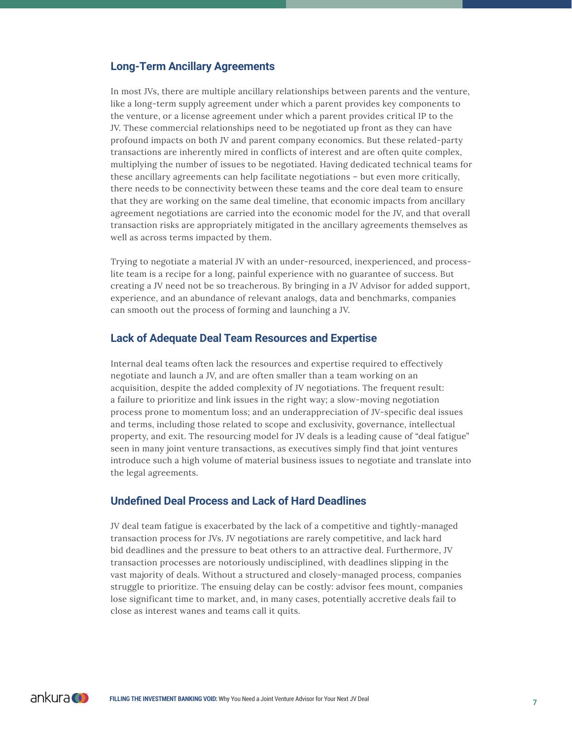### Long-Term Ancillary Agreements

In most JVs, there are multiple ancillary relationships between parents and the venture, like a long-term supply agreement under which a parent provides key components to the venture, or a license agreement under which a parent provides critical IP to the JV. These commercial relationships need to be negotiated up front as they can have profound impacts on both JV and parent company economics. But these related-party transactions are inherently mired in conflicts of interest and are often quite complex, multiplying the number of issues to be negotiated. Having dedicated technical teams for these ancillary agreements can help facilitate negotiations – but even more critically, there needs to be connectivity between these teams and the core deal team to ensure that they are working on the same deal timeline, that economic impacts from ancillary agreement negotiations are carried into the economic model for the JV, and that overall transaction risks are appropriately mitigated in the ancillary agreements themselves as well as across terms impacted by them.

Trying to negotiate a material JV with an under-resourced, inexperienced, and process-lite team is a recipe for a long, painful experience with no guarantee of success. But creating a JV need not be so treacherous. By bringing in a JV Advisor for added support, experience, and an abundance of relevant analogs, data and benchmarks, companies can smooth out the process of forming and launching a JV.

### Lack of Adequate Deal Team Resources and Expertise

Internal deal teams often lack the resources and expertise required to effectively negotiate and launch a JV, and are often smaller than a team working on an acquisition, despite the added complexity of JV negotiations. The frequent result: a failure to prioritize and link issues in the right way; a slow-moving negotiation process prone to momentum loss; and an underappreciation of JV-specific deal issues and terms, including those related to scope and exclusivity, governance, intellectual property, and exit. The resourcing model for JV deals is a leading cause of "deal fatigue" seen in many joint venture transactions, as executives simply find that joint ventures introduce such a high volume of material business issues to negotiate and translate into the legal agreements.

### Undefined Deal Process and Lack of Hard Deadlines

JV deal team fatigue is exacerbated by the lack of a competitive and tightly-managed transaction process for JVs. JV negotiations are rarely competitive, and lack hard bid deadlines and the pressure to beat others to an attractive deal. Furthermore, JV transaction processes are notoriously undisciplined, with deadlines slipping in the vast majority of deals. Without a structured and closely-managed process, companies struggle to prioritize. The ensuing delay can be costly: advisor fees mount, companies lose significant time to market, and, in many cases, potentially accretive deals fail to close as interest wanes and teams call it quits.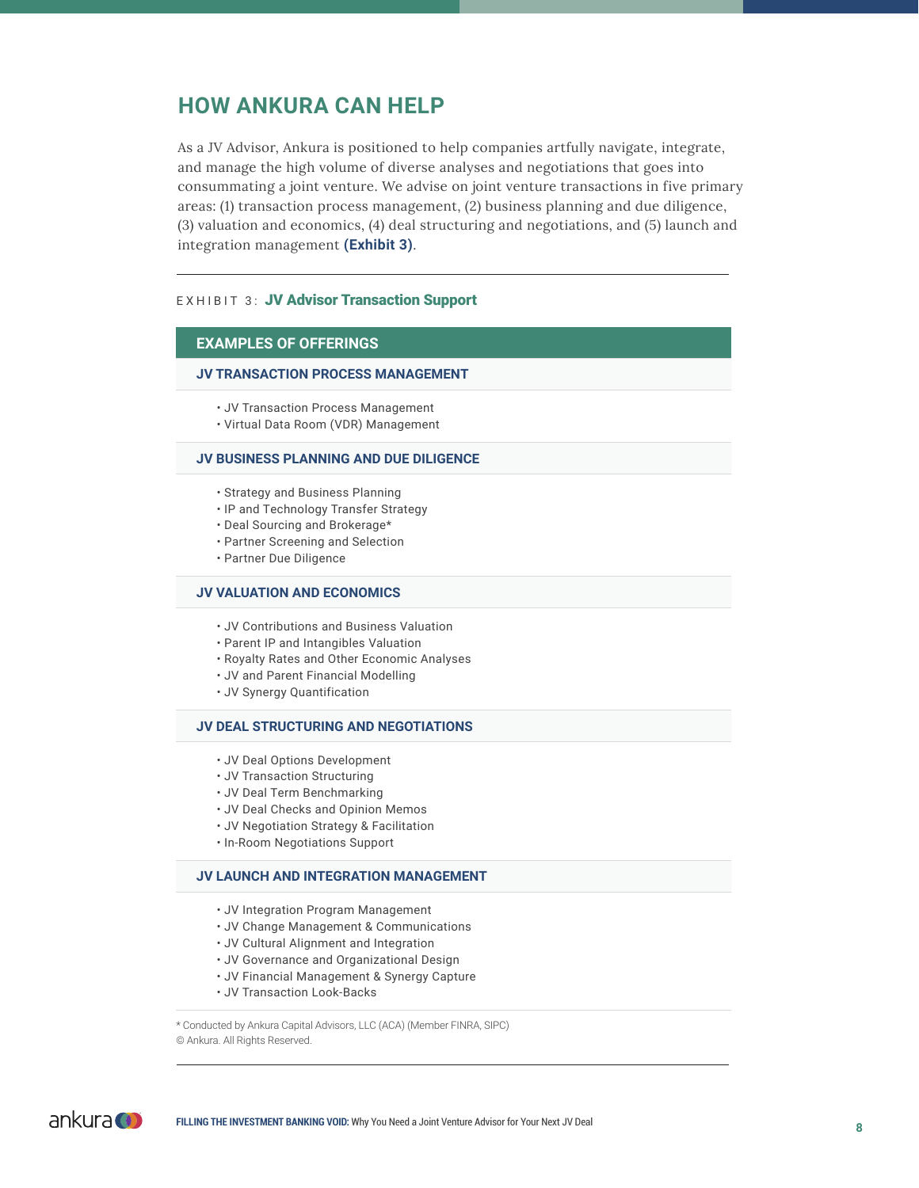## HOW ANKURA CAN HELP

As a JV Advisor, Ankura is positioned to help companies artfully navigate, integrate, and manage the high volume of diverse analyses and negotiations that goes into consummating a joint venture. We advise on joint venture transactions in five primary areas: (1) transaction process management, (2) business planning and due diligence, (3) valuation and economics, (4) deal structuring and negotiations, and (5) launch and integration management **(Exhibit 3)**.

EXHIBIT 3: **JV Advisor Transaction Support**

### EXAMPLES OF OFFERINGS

**JV TRANSACTION PROCESS MANAGEMENT**

- JV Transaction Process Management
- Virtual Data Room (VDR) Management

**JV BUSINESS PLANNING AND DUE DILIGENCE**

- Strategy and Business Planning
- IP and Technology Transfer Strategy
- Deal Sourcing and Brokerage*
- Partner Screening and Selection
- Partner Due Diligence

**JV VALUATION AND ECONOMICS**

- JV Contributions and Business Valuation
- Parent IP and Intangibles Valuation
- Royalty Rates and Other Economic Analyses
- JV and Parent Financial Modelling
- JV Synergy Quantification

**JV DEAL STRUCTURING AND NEGOTIATIONS**

- JV Deal Options Development
- JV Transaction Structuring
- JV Deal Term Benchmarking
- JV Deal Checks and Opinion Memos
- JV Negotiation Strategy & Facilitation
- In-Room Negotiations Support

**JV LAUNCH AND INTEGRATION MANAGEMENT**

- JV Integration Program Management
- JV Change Management & Communications
- JV Cultural Alignment and Integration
- JV Governance and Organizational Design
- JV Financial Management & Synergy Capture
- JV Transaction Look-Backs

* Conducted by Ankura Capital Advisors, LLC (ACA) (Member FINRA, SIPC)
© Ankura. All Rights Reserved.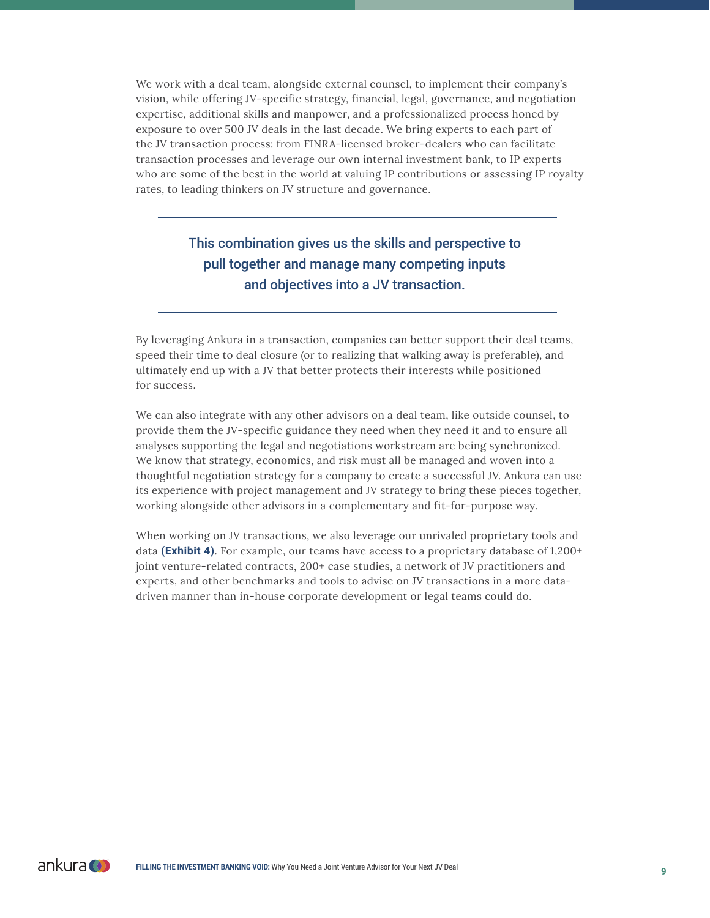We work with a deal team, alongside external counsel, to implement their company's vision, while offering JV-specific strategy, financial, legal, governance, and negotiation expertise, additional skills and manpower, and a professionalized process honed by exposure to over 500 JV deals in the last decade. We bring experts to each part of the JV transaction process: from FINRA-licensed broker-dealers who can facilitate transaction processes and leverage our own internal investment bank, to IP experts who are some of the best in the world at valuing IP contributions or assessing IP royalty rates, to leading thinkers on JV structure and governance.

---

> **This combination gives us the skills and perspective to pull together and manage many competing inputs and objectives into a JV transaction.**

---

By leveraging Ankura in a transaction, companies can better support their deal teams, speed their time to deal closure (or to realizing that walking away is preferable), and ultimately end up with a JV that better protects their interests while positioned for success.

We can also integrate with any other advisors on a deal team, like outside counsel, to provide them the JV-specific guidance they need when they need it and to ensure all analyses supporting the legal and negotiations workstream are being synchronized. We know that strategy, economics, and risk must all be managed and woven into a thoughtful negotiation strategy for a company to create a successful JV. Ankura can use its experience with project management and JV strategy to bring these pieces together, working alongside other advisors in a complementary and fit-for-purpose way.

When working on JV transactions, we also leverage our unrivaled proprietary tools and data **(Exhibit 4)**. For example, our teams have access to a proprietary database of 1,200+ joint venture-related contracts, 200+ case studies, a network of JV practitioners and experts, and other benchmarks and tools to advise on JV transactions in a more data-driven manner than in-house corporate development or legal teams could do.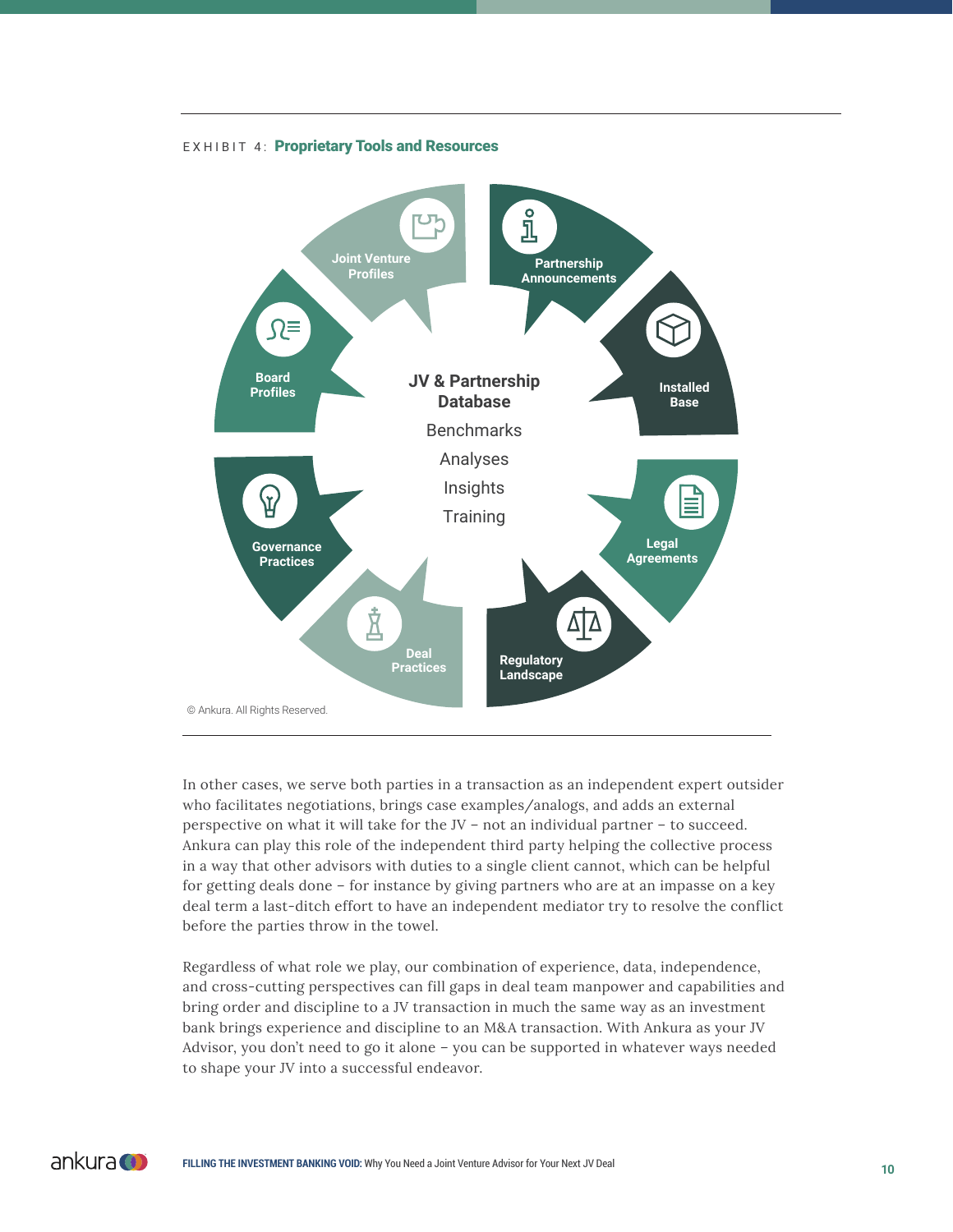EXHIBIT 4: **Proprietary Tools and Resources**

JV & Partnership Database

Benchmarks

Analyses

Insights

Training

- Joint Venture Profiles
- Partnership Announcements
- Installed Base
- Legal Agreements
- Regulatory Landscape
- Deal Practices
- Governance Practices
- Board Profiles

© Ankura. All Rights Reserved.

In other cases, we serve both parties in a transaction as an independent expert outsider who facilitates negotiations, brings case examples/analogs, and adds an external perspective on what it will take for the JV – not an individual partner – to succeed. Ankura can play this role of the independent third party helping the collective process in a way that other advisors with duties to a single client cannot, which can be helpful for getting deals done – for instance by giving partners who are at an impasse on a key deal term a last-ditch effort to have an independent mediator try to resolve the conflict before the parties throw in the towel.

Regardless of what role we play, our combination of experience, data, independence, and cross-cutting perspectives can fill gaps in deal team manpower and capabilities and bring order and discipline to a JV transaction in much the same way as an investment bank brings experience and discipline to an M&A transaction. With Ankura as your JV Advisor, you don't need to go it alone – you can be supported in whatever ways needed to shape your JV into a successful endeavor.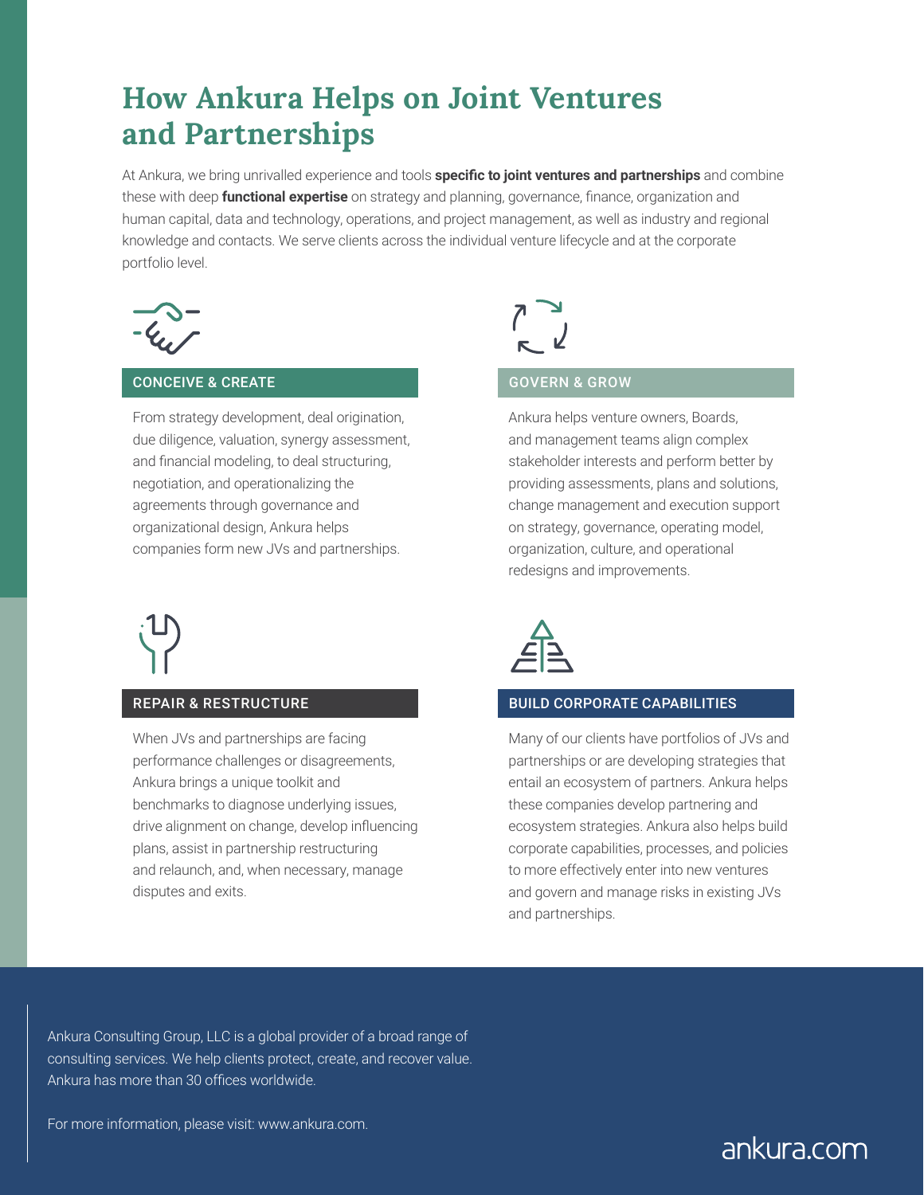# How Ankura Helps on Joint Ventures and Partnerships

At Ankura, we bring unrivalled experience and tools **specific to joint ventures and partnerships** and combine these with deep **functional expertise** on strategy and planning, governance, finance, organization and human capital, data and technology, operations, and project management, as well as industry and regional knowledge and contacts. We serve clients across the individual venture lifecycle and at the corporate portfolio level.

### CONCEIVE & CREATE

From strategy development, deal origination, due diligence, valuation, synergy assessment, and financial modeling, to deal structuring, negotiation, and operationalizing the agreements through governance and organizational design, Ankura helps companies form new JVs and partnerships.

### GOVERN & GROW

Ankura helps venture owners, Boards, and management teams align complex stakeholder interests and perform better by providing assessments, plans and solutions, change management and execution support on strategy, governance, operating model, organization, culture, and operational redesigns and improvements.

### REPAIR & RESTRUCTURE

When JVs and partnerships are facing performance challenges or disagreements, Ankura brings a unique toolkit and benchmarks to diagnose underlying issues, drive alignment on change, develop influencing plans, assist in partnership restructuring and relaunch, and, when necessary, manage disputes and exits.

### BUILD CORPORATE CAPABILITIES

Many of our clients have portfolios of JVs and partnerships or are developing strategies that entail an ecosystem of partners. Ankura helps these companies develop partnering and ecosystem strategies. Ankura also helps build corporate capabilities, processes, and policies to more effectively enter into new ventures and govern and manage risks in existing JVs and partnerships.

Ankura Consulting Group, LLC is a global provider of a broad range of consulting services. We help clients protect, create, and recover value. Ankura has more than 30 offices worldwide.

For more information, please visit: www.ankura.com.

ankura.com